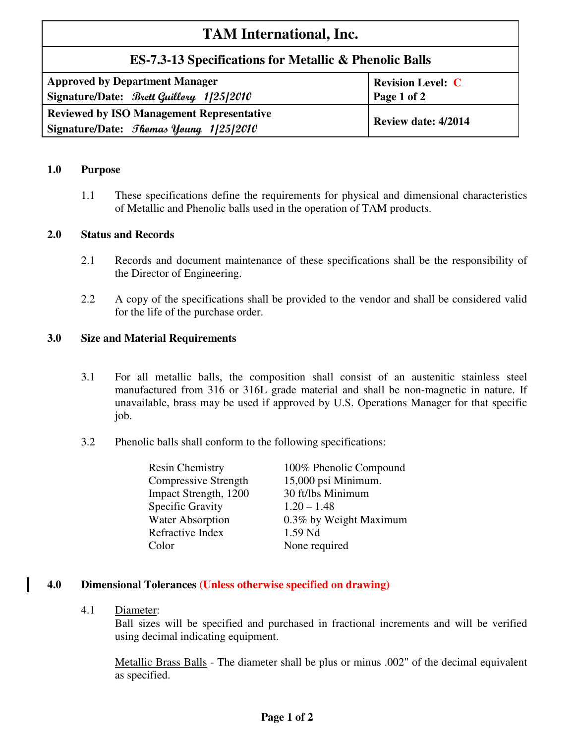# TAM International, Inc.

## ES-7.3-13 Specifications for Metallic & Phenolic Balls

| Approved by Department Manager<br>Signature/Date: *Brett Guillory 1/25/2010* | Revision Level: **C**<br>Page 1 of 2 |
|---|---|
| **Reviewed by ISO Management Representative**<br>**Signature/Date:** *Thomas Young 1/25/2010* | **Review date: 4/2014** |

### 1.0 Purpose

1.1 These specifications define the requirements for physical and dimensional characteristics of Metallic and Phenolic balls used in the operation of TAM products.

### 2.0 Status and Records

2.1 Records and document maintenance of these specifications shall be the responsibility of the Director of Engineering.

2.2 A copy of the specifications shall be provided to the vendor and shall be considered valid for the life of the purchase order.

### 3.0 Size and Material Requirements

3.1 For all metallic balls, the composition shall consist of an austenitic stainless steel manufactured from 316 or 316L grade material and shall be non-magnetic in nature. If unavailable, brass may be used if approved by U.S. Operations Manager for that specific job.

3.2 Phenolic balls shall conform to the following specifications:

| | |
|---|---|
| Resin Chemistry | 100% Phenolic Compound |
| Compressive Strength | 15,000 psi Minimum. |
| Impact Strength, 1200 | 30 ft/lbs Minimum |
| Specific Gravity | 1.20 – 1.48 |
| Water Absorption | 0.3% by Weight Maximum |
| Refractive Index | 1.59 Nd |
| Color | None required |

### 4.0 Dimensional Tolerances (Unless otherwise specified on drawing)

4.1 Diameter:
Ball sizes will be specified and purchased in fractional increments and will be verified using decimal indicating equipment.

Metallic Brass Balls - The diameter shall be plus or minus .002" of the decimal equivalent as specified.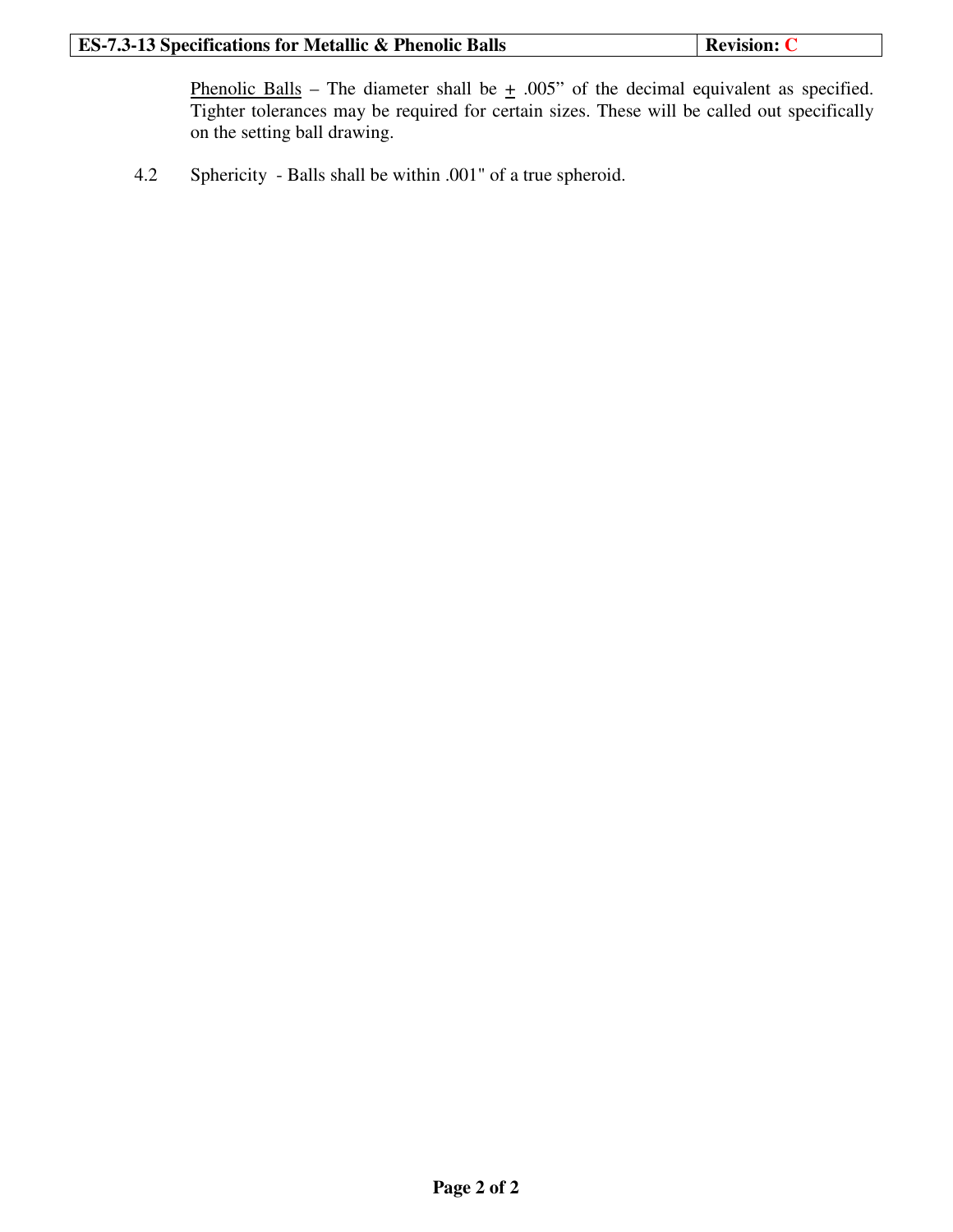Phenolic Balls – The diameter shall be ± .005" of the decimal equivalent as specified. Tighter tolerances may be required for certain sizes. These will be called out specifically on the setting ball drawing.

4.2 Sphericity - Balls shall be within .001" of a true spheroid.